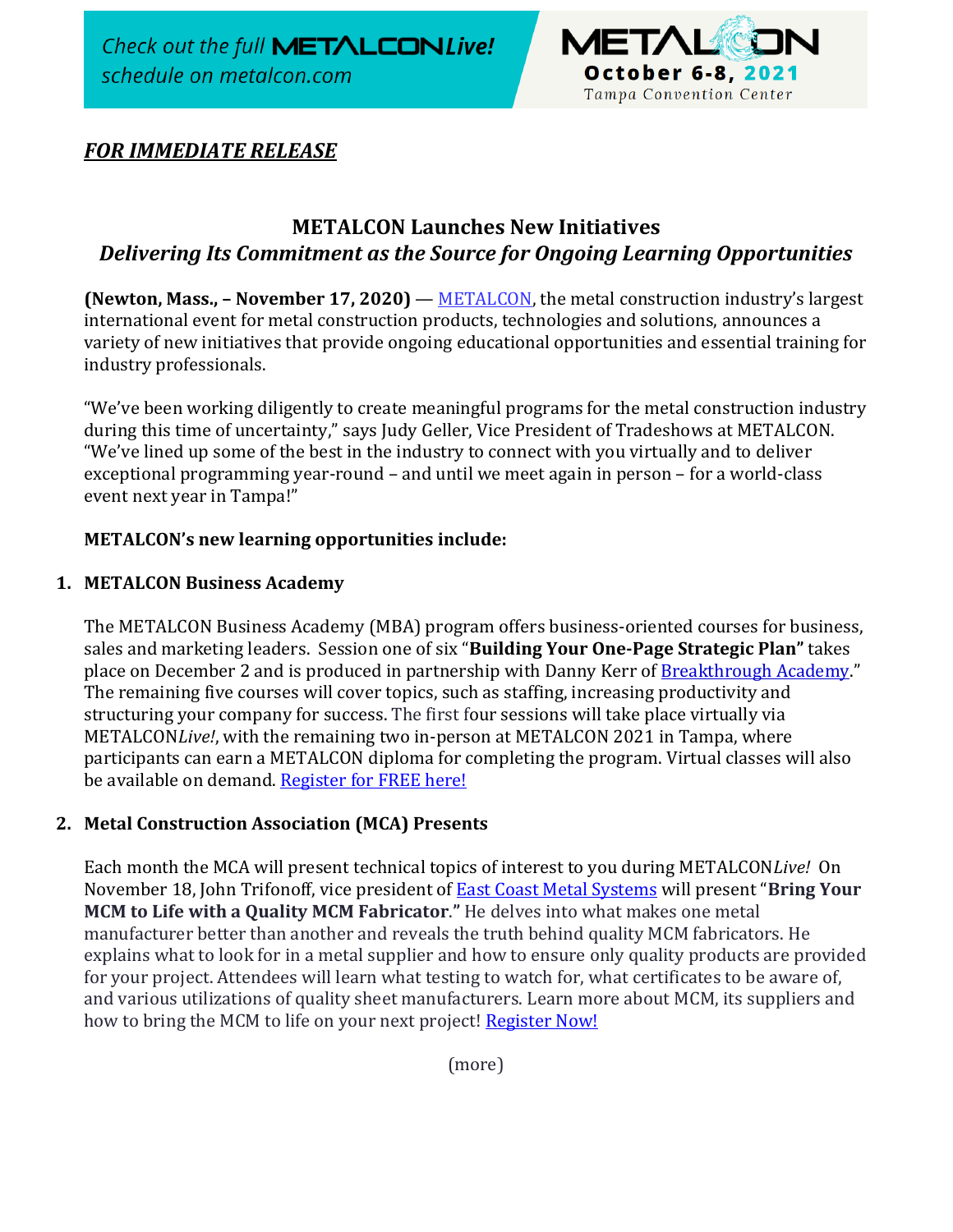Check out the full METALCON*Live!* schedule on metalcon.com

METALCON October 6-8, 2021 Tampa Convention Center

***FOR IMMEDIATE RELEASE***

## METALCON Launches New Initiatives
### *Delivering Its Commitment as the Source for Ongoing Learning Opportunities*

**(Newton, Mass., – November 17, 2020)** — METALCON, the metal construction industry's largest international event for metal construction products, technologies and solutions, announces a variety of new initiatives that provide ongoing educational opportunities and essential training for industry professionals.

"We've been working diligently to create meaningful programs for the metal construction industry during this time of uncertainty," says Judy Geller, Vice President of Tradeshows at METALCON. "We've lined up some of the best in the industry to connect with you virtually and to deliver exceptional programming year-round – and until we meet again in person – for a world-class event next year in Tampa!"

**METALCON's new learning opportunities include:**

1. **METALCON Business Academy**

   The METALCON Business Academy (MBA) program offers business-oriented courses for business, sales and marketing leaders. Session one of six "**Building Your One-Page Strategic Plan"** takes place on December 2 and is produced in partnership with Danny Kerr of Breakthrough Academy." The remaining five courses will cover topics, such as staffing, increasing productivity and structuring your company for success. The first four sessions will take place virtually via METALCON*Live!*, with the remaining two in-person at METALCON 2021 in Tampa, where participants can earn a METALCON diploma for completing the program. Virtual classes will also be available on demand. Register for FREE here!

2. **Metal Construction Association (MCA) Presents**

   Each month the MCA will present technical topics of interest to you during METALCON*Live!* On November 18, John Trifonoff, vice president of East Coast Metal Systems will present "**Bring Your MCM to Life with a Quality MCM Fabricator**.**"** He delves into what makes one metal manufacturer better than another and reveals the truth behind quality MCM fabricators. He explains what to look for in a metal supplier and how to ensure only quality products are provided for your project. Attendees will learn what testing to watch for, what certificates to be aware of, and various utilizations of quality sheet manufacturers. Learn more about MCM, its suppliers and how to bring the MCM to life on your next project! Register Now!

(more)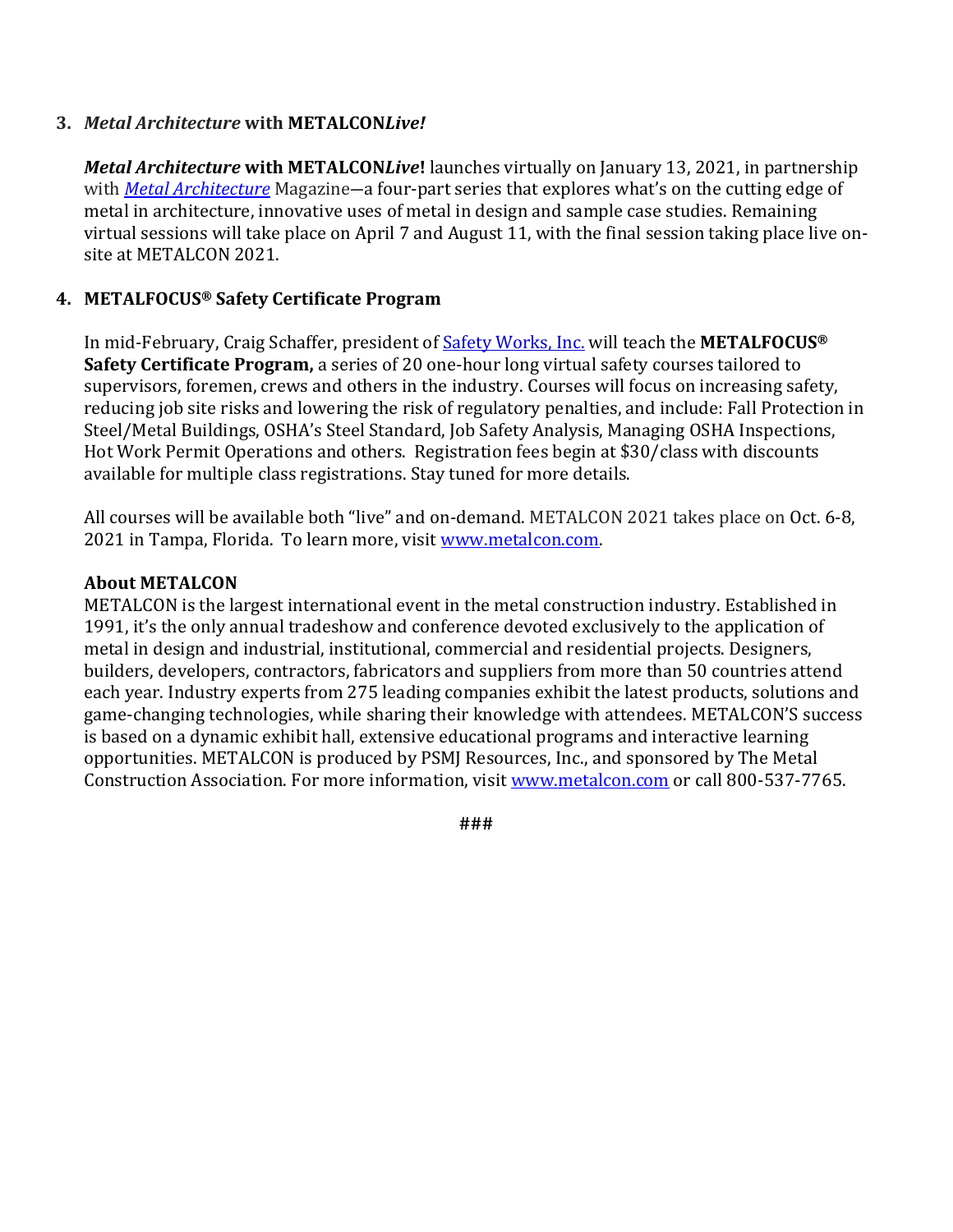3. ***Metal Architecture* with METALCON*Live!***

   ***Metal Architecture* with METALCON*Live*!** launches virtually on January 13, 2021, in partnership with *Metal Architecture* Magazine—a four-part series that explores what's on the cutting edge of metal in architecture, innovative uses of metal in design and sample case studies. Remaining virtual sessions will take place on April 7 and August 11, with the final session taking place live on-site at METALCON 2021.

4. **METALFOCUS® Safety Certificate Program**

   In mid-February, Craig Schaffer, president of Safety Works, Inc. will teach the **METALFOCUS® Safety Certificate Program,** a series of 20 one-hour long virtual safety courses tailored to supervisors, foremen, crews and others in the industry. Courses will focus on increasing safety, reducing job site risks and lowering the risk of regulatory penalties, and include: Fall Protection in Steel/Metal Buildings, OSHA's Steel Standard, Job Safety Analysis, Managing OSHA Inspections, Hot Work Permit Operations and others. Registration fees begin at $30/class with discounts available for multiple class registrations. Stay tuned for more details.

All courses will be available both "live" and on-demand. METALCON 2021 takes place on Oct. 6-8, 2021 in Tampa, Florida. To learn more, visit www.metalcon.com.

**About METALCON**

METALCON is the largest international event in the metal construction industry. Established in 1991, it's the only annual tradeshow and conference devoted exclusively to the application of metal in design and industrial, institutional, commercial and residential projects. Designers, builders, developers, contractors, fabricators and suppliers from more than 50 countries attend each year. Industry experts from 275 leading companies exhibit the latest products, solutions and game-changing technologies, while sharing their knowledge with attendees. METALCON'S success is based on a dynamic exhibit hall, extensive educational programs and interactive learning opportunities. METALCON is produced by PSMJ Resources, Inc., and sponsored by The Metal Construction Association. For more information, visit www.metalcon.com or call 800-537-7765.

###